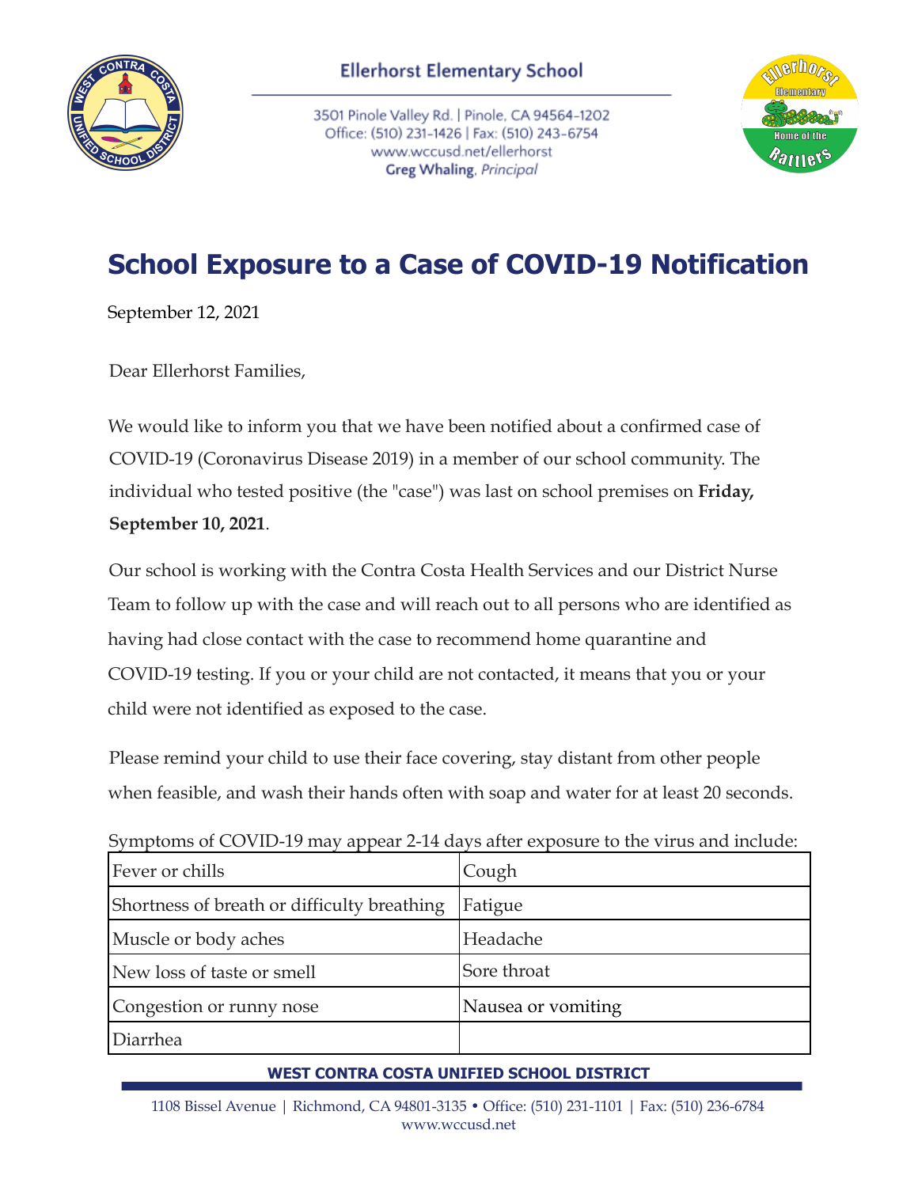Ellerhorst Elementary School

3501 Pinole Valley Rd. | Pinole, CA 94564-1202
Office: (510) 231-1426 | Fax: (510) 243-6754
www.wccusd.net/ellerhorst
**Greg Whaling**, *Principal*

# School Exposure to a Case of COVID-19 Notification

September 12, 2021

Dear Ellerhorst Families,

We would like to inform you that we have been notified about a confirmed case of COVID-19 (Coronavirus Disease 2019) in a member of our school community. The individual who tested positive (the "case") was last on school premises on **Friday, September 10, 2021**.

Our school is working with the Contra Costa Health Services and our District Nurse Team to follow up with the case and will reach out to all persons who are identified as having had close contact with the case to recommend home quarantine and COVID-19 testing. If you or your child are not contacted, it means that you or your child were not identified as exposed to the case.

Please remind your child to use their face covering, stay distant from other people when feasible, and wash their hands often with soap and water for at least 20 seconds.

Symptoms of COVID-19 may appear 2-14 days after exposure to the virus and include:

| | |
|---|---|
| Fever or chills | Cough |
| Shortness of breath or difficulty breathing | Fatigue |
| Muscle or body aches | Headache |
| New loss of taste or smell | Sore throat |
| Congestion or runny nose | Nausea or vomiting |
| Diarrhea | |

**WEST CONTRA COSTA UNIFIED SCHOOL DISTRICT**

1108 Bissel Avenue | Richmond, CA 94801-3135 • Office: (510) 231-1101 | Fax: (510) 236-6784
www.wccusd.net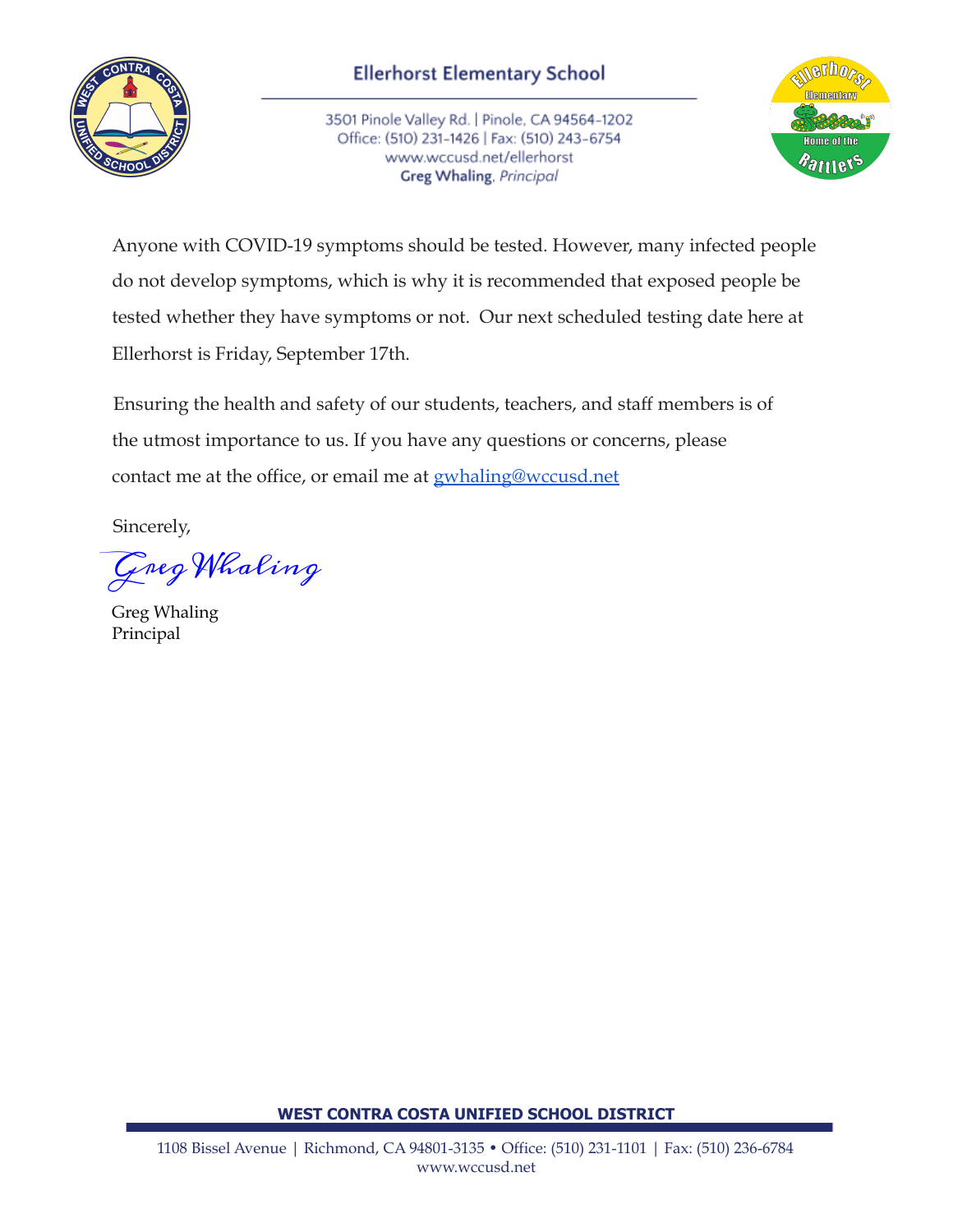Anyone with COVID-19 symptoms should be tested. However, many infected people do not develop symptoms, which is why it is recommended that exposed people be tested whether they have symptoms or not. Our next scheduled testing date here at Ellerhorst is Friday, September 17th.

Ensuring the health and safety of our students, teachers, and staff members is of the utmost importance to us. If you have any questions or concerns, please contact me at the office, or email me at gwhaling@wccusd.net

Sincerely,

Greg Whaling

Greg Whaling
Principal